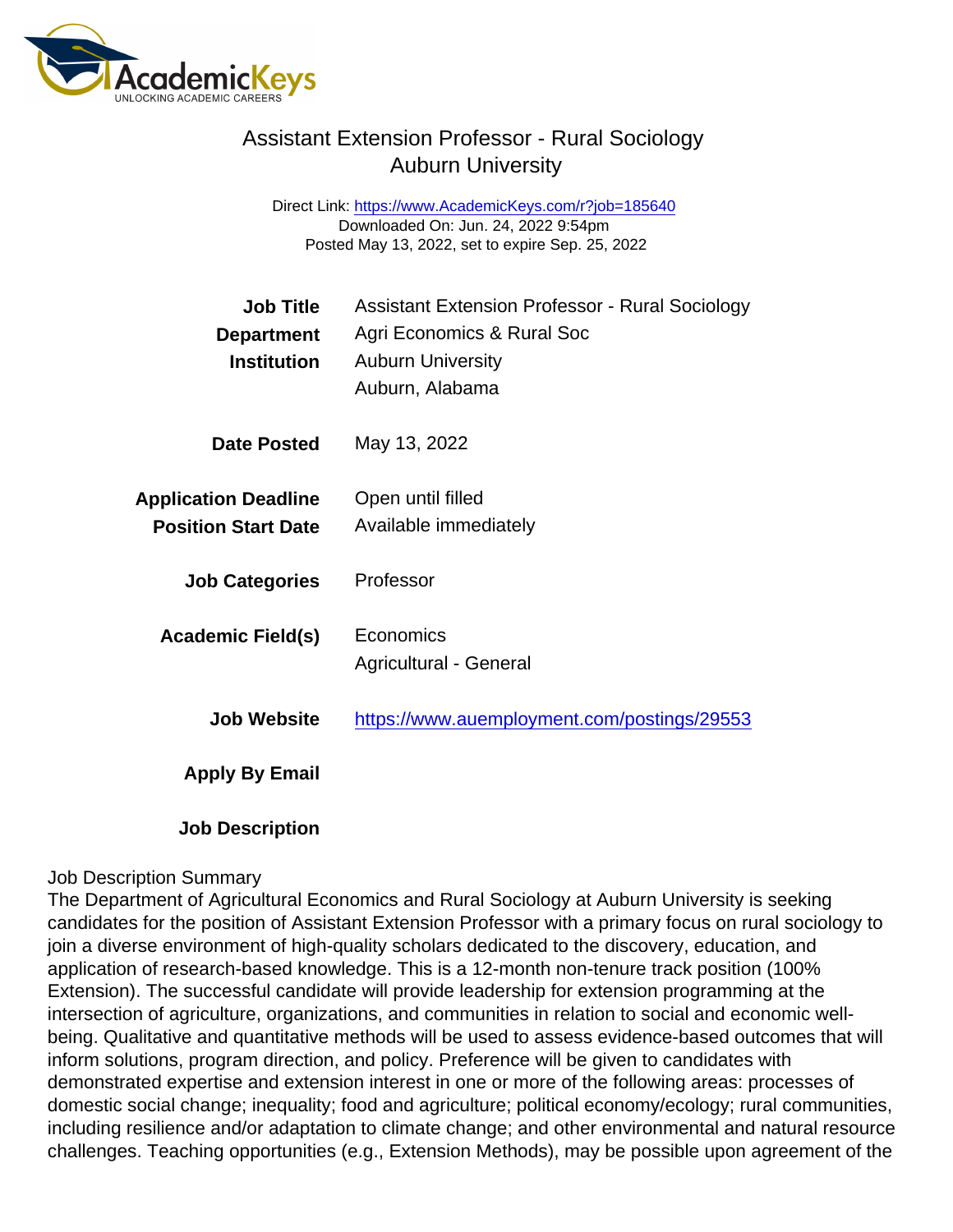# Assistant Extension Professor - Rural Sociology
## Auburn University

Direct Link: https://www.AcademicKeys.com/r?job=185640
Downloaded On: Jun. 24, 2022 9:54pm
Posted May 13, 2022, set to expire Sep. 25, 2022

| | |
|---|---|
| **Job Title** | Assistant Extension Professor - Rural Sociology |
| **Department** | Agri Economics & Rural Soc |
| **Institution** | Auburn University<br>Auburn, Alabama |
| **Date Posted** | May 13, 2022 |
| **Application Deadline** | Open until filled |
| **Position Start Date** | Available immediately |
| **Job Categories** | Professor |
| **Academic Field(s)** | Economics<br>Agricultural - General |
| **Job Website** | https://www.auemployment.com/postings/29553 |
| **Apply By Email** | |
| **Job Description** | |

Job Description Summary

The Department of Agricultural Economics and Rural Sociology at Auburn University is seeking candidates for the position of Assistant Extension Professor with a primary focus on rural sociology to join a diverse environment of high-quality scholars dedicated to the discovery, education, and application of research-based knowledge. This is a 12-month non-tenure track position (100% Extension). The successful candidate will provide leadership for extension programming at the intersection of agriculture, organizations, and communities in relation to social and economic well-being. Qualitative and quantitative methods will be used to assess evidence-based outcomes that will inform solutions, program direction, and policy. Preference will be given to candidates with demonstrated expertise and extension interest in one or more of the following areas: processes of domestic social change; inequality; food and agriculture; political economy/ecology; rural communities, including resilience and/or adaptation to climate change; and other environmental and natural resource challenges. Teaching opportunities (e.g., Extension Methods), may be possible upon agreement of the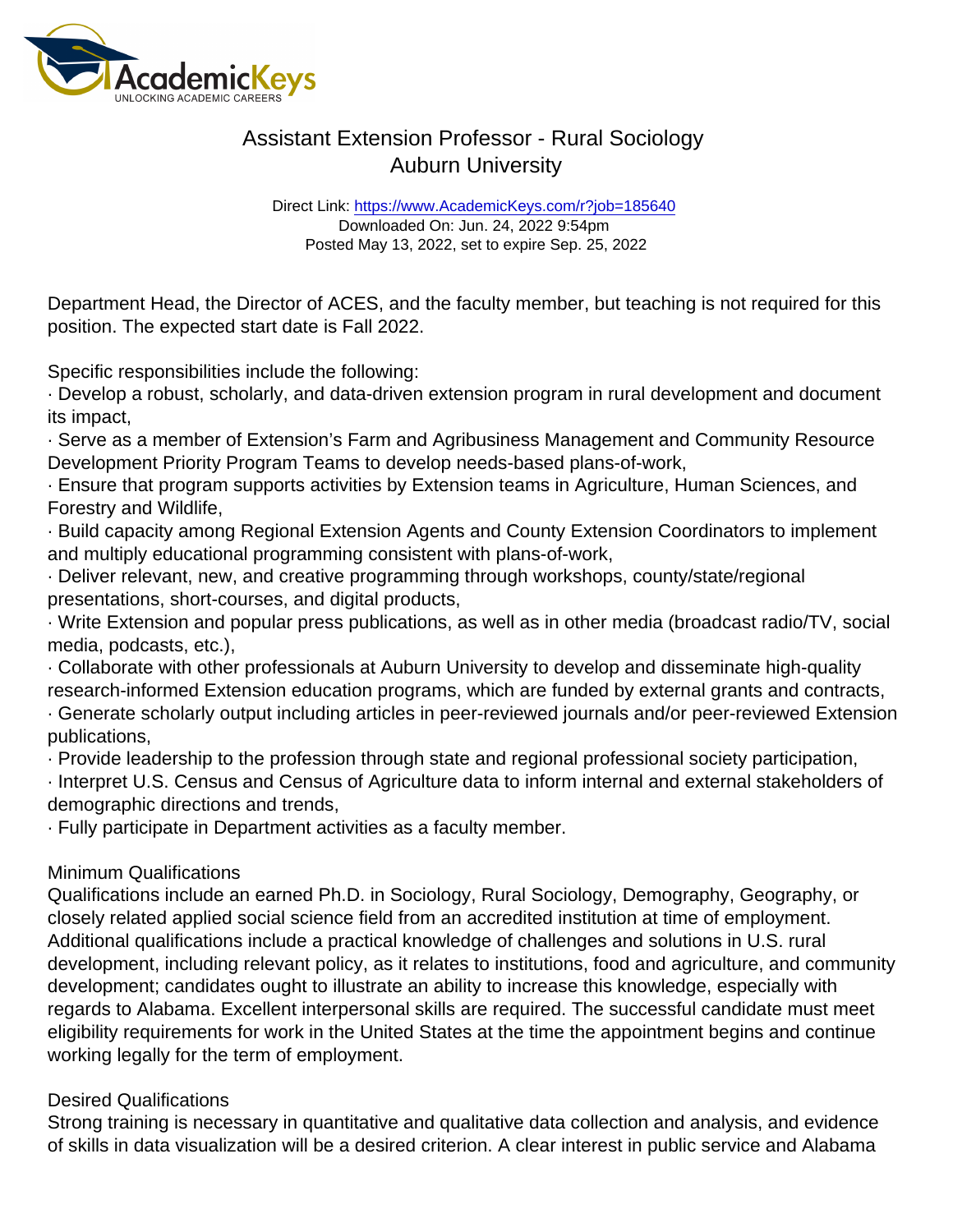Department Head, the Director of ACES, and the faculty member, but teaching is not required for this position. The expected start date is Fall 2022.

Specific responsibilities include the following:

- Develop a robust, scholarly, and data-driven extension program in rural development and document its impact,
- Serve as a member of Extension's Farm and Agribusiness Management and Community Resource Development Priority Program Teams to develop needs-based plans-of-work,
- Ensure that program supports activities by Extension teams in Agriculture, Human Sciences, and Forestry and Wildlife,
- Build capacity among Regional Extension Agents and County Extension Coordinators to implement and multiply educational programming consistent with plans-of-work,
- Deliver relevant, new, and creative programming through workshops, county/state/regional presentations, short-courses, and digital products,
- Write Extension and popular press publications, as well as in other media (broadcast radio/TV, social media, podcasts, etc.),
- Collaborate with other professionals at Auburn University to develop and disseminate high-quality research-informed Extension education programs, which are funded by external grants and contracts,
- Generate scholarly output including articles in peer-reviewed journals and/or peer-reviewed Extension publications,
- Provide leadership to the profession through state and regional professional society participation,
- Interpret U.S. Census and Census of Agriculture data to inform internal and external stakeholders of demographic directions and trends,
- Fully participate in Department activities as a faculty member.

## Minimum Qualifications

Qualifications include an earned Ph.D. in Sociology, Rural Sociology, Demography, Geography, or closely related applied social science field from an accredited institution at time of employment. Additional qualifications include a practical knowledge of challenges and solutions in U.S. rural development, including relevant policy, as it relates to institutions, food and agriculture, and community development; candidates ought to illustrate an ability to increase this knowledge, especially with regards to Alabama. Excellent interpersonal skills are required. The successful candidate must meet eligibility requirements for work in the United States at the time the appointment begins and continue working legally for the term of employment.

## Desired Qualifications

Strong training is necessary in quantitative and qualitative data collection and analysis, and evidence of skills in data visualization will be a desired criterion. A clear interest in public service and Alabama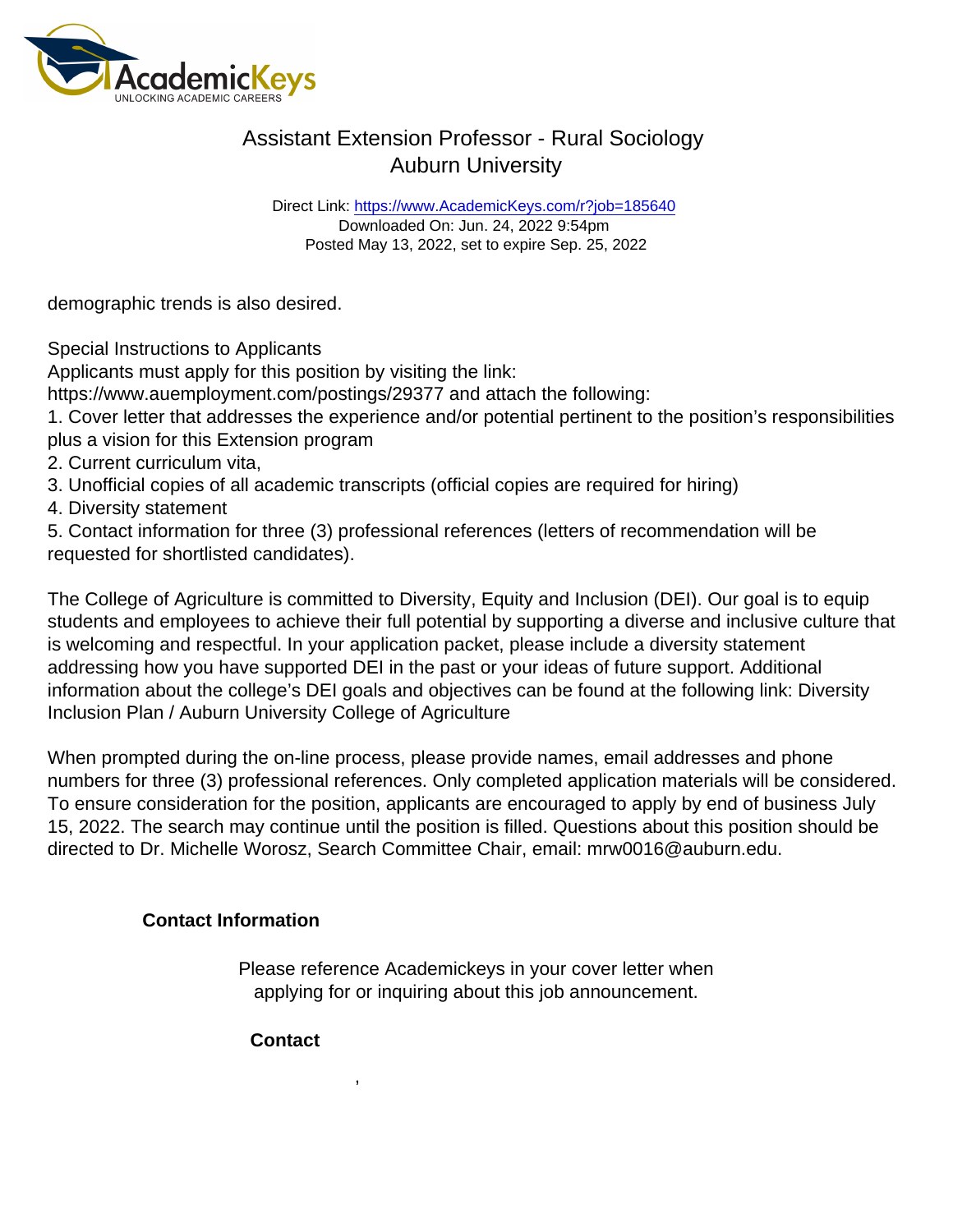demographic trends is also desired.

Special Instructions to Applicants
Applicants must apply for this position by visiting the link:
https://www.auemployment.com/postings/29377 and attach the following:

1. Cover letter that addresses the experience and/or potential pertinent to the position's responsibilities plus a vision for this Extension program
2. Current curriculum vita,
3. Unofficial copies of all academic transcripts (official copies are required for hiring)
4. Diversity statement
5. Contact information for three (3) professional references (letters of recommendation will be requested for shortlisted candidates).

The College of Agriculture is committed to Diversity, Equity and Inclusion (DEI). Our goal is to equip students and employees to achieve their full potential by supporting a diverse and inclusive culture that is welcoming and respectful. In your application packet, please include a diversity statement addressing how you have supported DEI in the past or your ideas of future support. Additional information about the college's DEI goals and objectives can be found at the following link: Diversity Inclusion Plan / Auburn University College of Agriculture

When prompted during the on-line process, please provide names, email addresses and phone numbers for three (3) professional references. Only completed application materials will be considered. To ensure consideration for the position, applicants are encouraged to apply by end of business July 15, 2022. The search may continue until the position is filled. Questions about this position should be directed to Dr. Michelle Worosz, Search Committee Chair, email: mrw0016@auburn.edu.

**Contact Information**

Please reference Academickeys in your cover letter when applying for or inquiring about this job announcement.

**Contact**

,